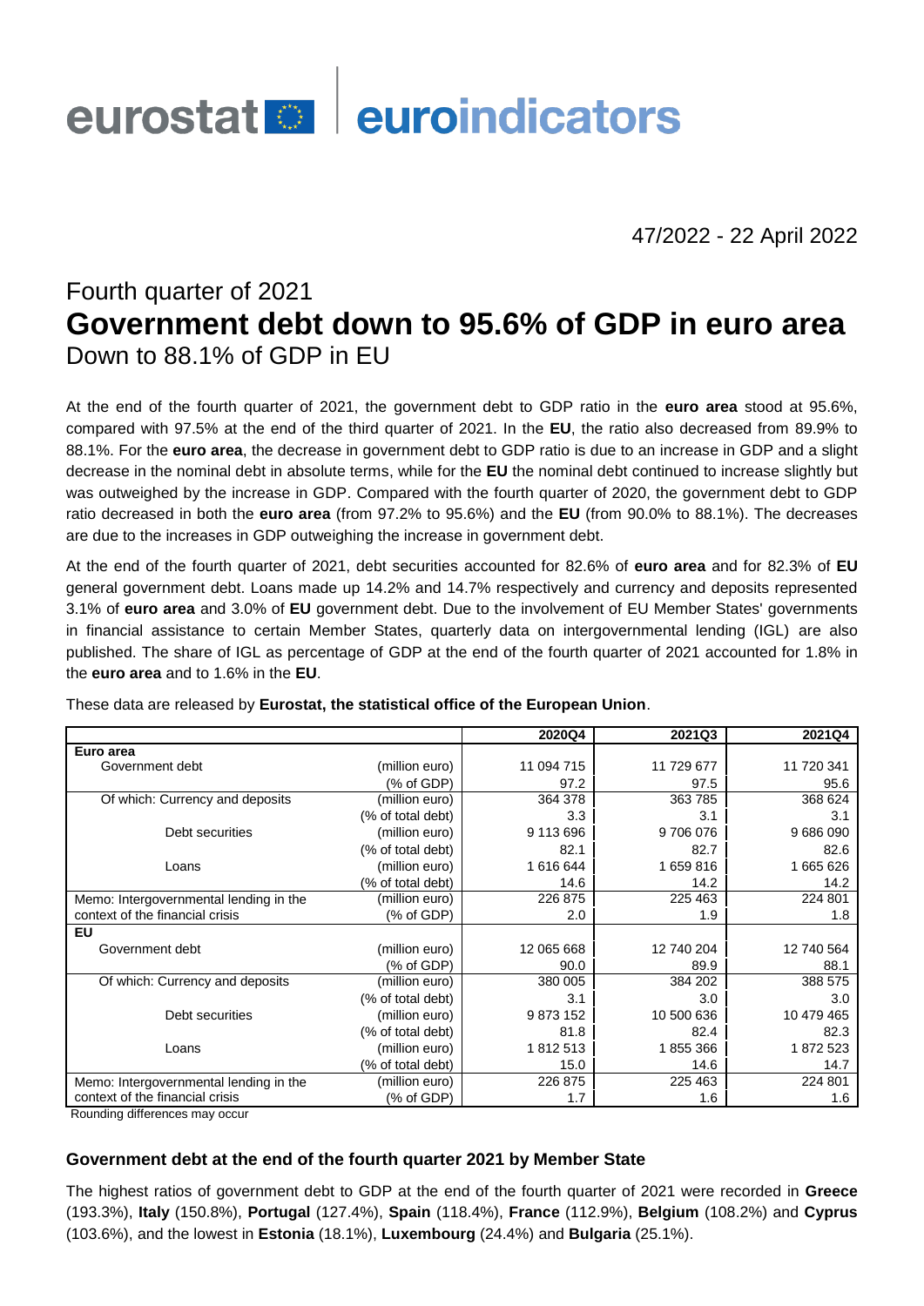eurostat euroindicators

47/2022 - 22 April 2022

# Fourth quarter of 2021
# Government debt down to 95.6% of GDP in euro area
## Down to 88.1% of GDP in EU

At the end of the fourth quarter of 2021, the government debt to GDP ratio in the **euro area** stood at 95.6%, compared with 97.5% at the end of the third quarter of 2021. In the **EU**, the ratio also decreased from 89.9% to 88.1%. For the **euro area**, the decrease in government debt to GDP ratio is due to an increase in GDP and a slight decrease in the nominal debt in absolute terms, while for the **EU** the nominal debt continued to increase slightly but was outweighed by the increase in GDP. Compared with the fourth quarter of 2020, the government debt to GDP ratio decreased in both the **euro area** (from 97.2% to 95.6%) and the **EU** (from 90.0% to 88.1%). The decreases are due to the increases in GDP outweighing the increase in government debt.

At the end of the fourth quarter of 2021, debt securities accounted for 82.6% of **euro area** and for 82.3% of **EU** general government debt. Loans made up 14.2% and 14.7% respectively and currency and deposits represented 3.1% of **euro area** and 3.0% of **EU** government debt. Due to the involvement of EU Member States' governments in financial assistance to certain Member States, quarterly data on intergovernmental lending (IGL) are also published. The share of IGL as percentage of GDP at the end of the fourth quarter of 2021 accounted for 1.8% in the **euro area** and to 1.6% in the **EU**.

These data are released by **Eurostat, the statistical office of the European Union**.

| | | 2020Q4 | 2021Q3 | 2021Q4 |
|---|---|---|---|---|
| **Euro area** | | | | |
| Government debt | (million euro) | 11 094 715 | 11 729 677 | 11 720 341 |
| | (% of GDP) | 97.2 | 97.5 | 95.6 |
| Of which: Currency and deposits | (million euro) | 364 378 | 363 785 | 368 624 |
| | (% of total debt) | 3.3 | 3.1 | 3.1 |
| Debt securities | (million euro) | 9 113 696 | 9 706 076 | 9 686 090 |
| | (% of total debt) | 82.1 | 82.7 | 82.6 |
| Loans | (million euro) | 1 616 644 | 1 659 816 | 1 665 626 |
| | (% of total debt) | 14.6 | 14.2 | 14.2 |
| Memo: Intergovernmental lending in the context of the financial crisis | (million euro) | 226 875 | 225 463 | 224 801 |
| | (% of GDP) | 2.0 | 1.9 | 1.8 |
| **EU** | | | | |
| Government debt | (million euro) | 12 065 668 | 12 740 204 | 12 740 564 |
| | (% of GDP) | 90.0 | 89.9 | 88.1 |
| Of which: Currency and deposits | (million euro) | 380 005 | 384 202 | 388 575 |
| | (% of total debt) | 3.1 | 3.0 | 3.0 |
| Debt securities | (million euro) | 9 873 152 | 10 500 636 | 10 479 465 |
| | (% of total debt) | 81.8 | 82.4 | 82.3 |
| Loans | (million euro) | 1 812 513 | 1 855 366 | 1 872 523 |
| | (% of total debt) | 15.0 | 14.6 | 14.7 |
| Memo: Intergovernmental lending in the context of the financial crisis | (million euro) | 226 875 | 225 463 | 224 801 |
| | (% of GDP) | 1.7 | 1.6 | 1.6 |

Rounding differences may occur

### Government debt at the end of the fourth quarter 2021 by Member State

The highest ratios of government debt to GDP at the end of the fourth quarter of 2021 were recorded in **Greece** (193.3%), **Italy** (150.8%), **Portugal** (127.4%), **Spain** (118.4%), **France** (112.9%), **Belgium** (108.2%) and **Cyprus** (103.6%), and the lowest in **Estonia** (18.1%), **Luxembourg** (24.4%) and **Bulgaria** (25.1%).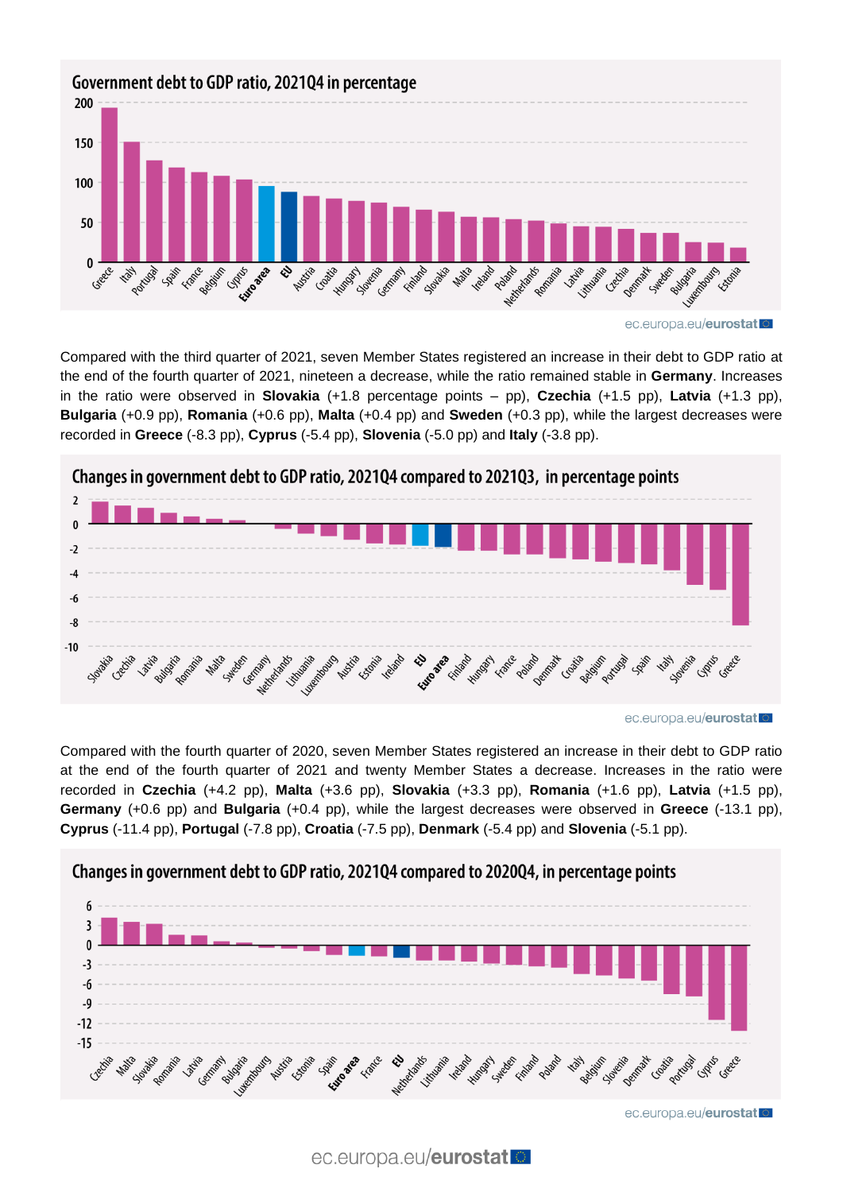## Government debt to GDP ratio, 2021Q4 in percentage

ec.europa.eu/eurostat

Compared with the third quarter of 2021, seven Member States registered an increase in their debt to GDP ratio at the end of the fourth quarter of 2021, nineteen a decrease, while the ratio remained stable in **Germany**. Increases in the ratio were observed in **Slovakia** (+1.8 percentage points – pp), **Czechia** (+1.5 pp), **Latvia** (+1.3 pp), **Bulgaria** (+0.9 pp), **Romania** (+0.6 pp), **Malta** (+0.4 pp) and **Sweden** (+0.3 pp), while the largest decreases were recorded in **Greece** (-8.3 pp), **Cyprus** (-5.4 pp), **Slovenia** (-5.0 pp) and **Italy** (-3.8 pp).

## Changes in government debt to GDP ratio, 2021Q4 compared to 2021Q3, in percentage points

ec.europa.eu/eurostat

Compared with the fourth quarter of 2020, seven Member States registered an increase in their debt to GDP ratio at the end of the fourth quarter of 2021 and twenty Member States a decrease. Increases in the ratio were recorded in **Czechia** (+4.2 pp), **Malta** (+3.6 pp), **Slovakia** (+3.3 pp), **Romania** (+1.6 pp), **Latvia** (+1.5 pp), **Germany** (+0.6 pp) and **Bulgaria** (+0.4 pp), while the largest decreases were observed in **Greece** (-13.1 pp), **Cyprus** (-11.4 pp), **Portugal** (-7.8 pp), **Croatia** (-7.5 pp), **Denmark** (-5.4 pp) and **Slovenia** (-5.1 pp).

## Changes in government debt to GDP ratio, 2021Q4 compared to 2020Q4, in percentage points

ec.europa.eu/eurostat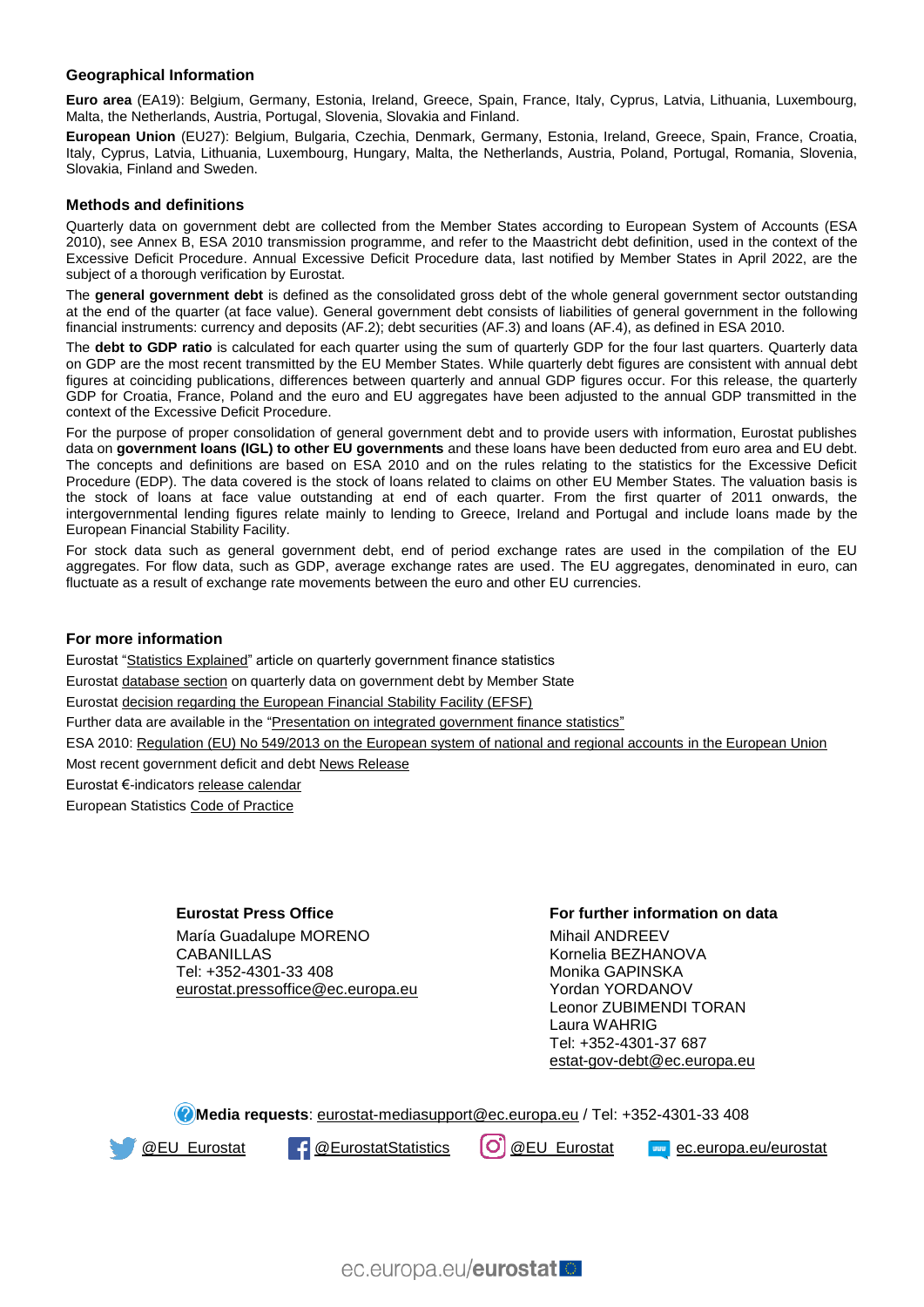## Geographical Information

**Euro area** (EA19): Belgium, Germany, Estonia, Ireland, Greece, Spain, France, Italy, Cyprus, Latvia, Lithuania, Luxembourg, Malta, the Netherlands, Austria, Portugal, Slovenia, Slovakia and Finland.

**European Union** (EU27): Belgium, Bulgaria, Czechia, Denmark, Germany, Estonia, Ireland, Greece, Spain, France, Croatia, Italy, Cyprus, Latvia, Lithuania, Luxembourg, Hungary, Malta, the Netherlands, Austria, Poland, Portugal, Romania, Slovenia, Slovakia, Finland and Sweden.

## Methods and definitions

Quarterly data on government debt are collected from the Member States according to European System of Accounts (ESA 2010), see Annex B, ESA 2010 transmission programme, and refer to the Maastricht debt definition, used in the context of the Excessive Deficit Procedure. Annual Excessive Deficit Procedure data, last notified by Member States in April 2022, are the subject of a thorough verification by Eurostat.

The **general government debt** is defined as the consolidated gross debt of the whole general government sector outstanding at the end of the quarter (at face value). General government debt consists of liabilities of general government in the following financial instruments: currency and deposits (AF.2); debt securities (AF.3) and loans (AF.4), as defined in ESA 2010.

The **debt to GDP ratio** is calculated for each quarter using the sum of quarterly GDP for the four last quarters. Quarterly data on GDP are the most recent transmitted by the EU Member States. While quarterly debt figures are consistent with annual debt figures at coinciding publications, differences between quarterly and annual GDP figures occur. For this release, the quarterly GDP for Croatia, France, Poland and the euro and EU aggregates have been adjusted to the annual GDP transmitted in the context of the Excessive Deficit Procedure.

For the purpose of proper consolidation of general government debt and to provide users with information, Eurostat publishes data on **government loans (IGL) to other EU governments** and these loans have been deducted from euro area and EU debt. The concepts and definitions are based on ESA 2010 and on the rules relating to the statistics for the Excessive Deficit Procedure (EDP). The data covered is the stock of loans related to claims on other EU Member States. The valuation basis is the stock of loans at face value outstanding at end of each quarter. From the first quarter of 2011 onwards, the intergovernmental lending figures relate mainly to lending to Greece, Ireland and Portugal and include loans made by the European Financial Stability Facility.

For stock data such as general government debt, end of period exchange rates are used in the compilation of the EU aggregates. For flow data, such as GDP, average exchange rates are used. The EU aggregates, denominated in euro, can fluctuate as a result of exchange rate movements between the euro and other EU currencies.

## For more information

Eurostat "Statistics Explained" article on quarterly government finance statistics

Eurostat database section on quarterly data on government debt by Member State

Eurostat decision regarding the European Financial Stability Facility (EFSF)

Further data are available in the "Presentation on integrated government finance statistics"

ESA 2010: Regulation (EU) No 549/2013 on the European system of national and regional accounts in the European Union

Most recent government deficit and debt News Release

Eurostat €-indicators release calendar

European Statistics Code of Practice

**Eurostat Press Office**

María Guadalupe MORENO CABANILLAS
Tel: +352-4301-33 408
eurostat.pressoffice@ec.europa.eu

**For further information on data**

Mihail ANDREEV
Kornelia BEZHANOVA
Monika GAPINSKA
Yordan YORDANOV
Leonor ZUBIMENDI TORAN
Laura WAHRIG
Tel: +352-4301-37 687
estat-gov-debt@ec.europa.eu

**Media requests**: eurostat-mediasupport@ec.europa.eu / Tel: +352-4301-33 408

@EU_Eurostat | @EurostatStatistics | @EU_Eurostat | ec.europa.eu/eurostat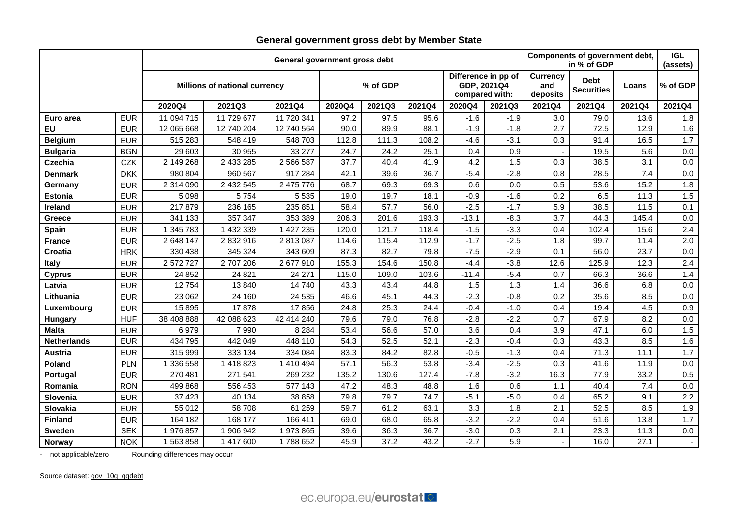## General government gross debt by Member State

| | | General government gross debt | | | | | | | | Components of government debt, in % of GDP | | | IGL (assets) |
|---|---|---|---|---|---|---|---|---|---|---|---|---|---|
| | | Millions of national currency | | | % of GDP | | | Difference in pp of GDP, 2021Q4 compared with: | | Currency and deposits | Debt Securities | Loans | % of GDP |
| | | 2020Q4 | 2021Q3 | 2021Q4 | 2020Q4 | 2021Q3 | 2021Q4 | 2020Q4 | 2021Q3 | 2021Q4 | 2021Q4 | 2021Q4 | 2021Q4 |
| **Euro area** | EUR | 11 094 715 | 11 729 677 | 11 720 341 | 97.2 | 97.5 | 95.6 | -1.6 | -1.9 | 3.0 | 79.0 | 13.6 | 1.8 |
| **EU** | EUR | 12 065 668 | 12 740 204 | 12 740 564 | 90.0 | 89.9 | 88.1 | -1.9 | -1.8 | 2.7 | 72.5 | 12.9 | 1.6 |
| **Belgium** | EUR | 515 283 | 548 419 | 548 703 | 112.8 | 111.3 | 108.2 | -4.6 | -3.1 | 0.3 | 91.4 | 16.5 | 1.7 |
| **Bulgaria** | BGN | 29 603 | 30 955 | 33 277 | 24.7 | 24.2 | 25.1 | 0.4 | 0.9 | - | 19.5 | 5.6 | 0.0 |
| **Czechia** | CZK | 2 149 268 | 2 433 285 | 2 566 587 | 37.7 | 40.4 | 41.9 | 4.2 | 1.5 | 0.3 | 38.5 | 3.1 | 0.0 |
| **Denmark** | DKK | 980 804 | 960 567 | 917 284 | 42.1 | 39.6 | 36.7 | -5.4 | -2.8 | 0.8 | 28.5 | 7.4 | 0.0 |
| **Germany** | EUR | 2 314 090 | 2 432 545 | 2 475 776 | 68.7 | 69.3 | 69.3 | 0.6 | 0.0 | 0.5 | 53.6 | 15.2 | 1.8 |
| **Estonia** | EUR | 5 098 | 5 754 | 5 535 | 19.0 | 19.7 | 18.1 | -0.9 | -1.6 | 0.2 | 6.5 | 11.3 | 1.5 |
| **Ireland** | EUR | 217 879 | 236 165 | 235 851 | 58.4 | 57.7 | 56.0 | -2.5 | -1.7 | 5.9 | 38.5 | 11.5 | 0.1 |
| **Greece** | EUR | 341 133 | 357 347 | 353 389 | 206.3 | 201.6 | 193.3 | -13.1 | -8.3 | 3.7 | 44.3 | 145.4 | 0.0 |
| **Spain** | EUR | 1 345 783 | 1 432 339 | 1 427 235 | 120.0 | 121.7 | 118.4 | -1.5 | -3.3 | 0.4 | 102.4 | 15.6 | 2.4 |
| **France** | EUR | 2 648 147 | 2 832 916 | 2 813 087 | 114.6 | 115.4 | 112.9 | -1.7 | -2.5 | 1.8 | 99.7 | 11.4 | 2.0 |
| **Croatia** | HRK | 330 438 | 345 324 | 343 609 | 87.3 | 82.7 | 79.8 | -7.5 | -2.9 | 0.1 | 56.0 | 23.7 | 0.0 |
| **Italy** | EUR | 2 572 727 | 2 707 206 | 2 677 910 | 155.3 | 154.6 | 150.8 | -4.4 | -3.8 | 12.6 | 125.9 | 12.3 | 2.4 |
| **Cyprus** | EUR | 24 852 | 24 821 | 24 271 | 115.0 | 109.0 | 103.6 | -11.4 | -5.4 | 0.7 | 66.3 | 36.6 | 1.4 |
| **Latvia** | EUR | 12 754 | 13 840 | 14 740 | 43.3 | 43.4 | 44.8 | 1.5 | 1.3 | 1.4 | 36.6 | 6.8 | 0.0 |
| **Lithuania** | EUR | 23 062 | 24 160 | 24 535 | 46.6 | 45.1 | 44.3 | -2.3 | -0.8 | 0.2 | 35.6 | 8.5 | 0.0 |
| **Luxembourg** | EUR | 15 895 | 17 878 | 17 856 | 24.8 | 25.3 | 24.4 | -0.4 | -1.0 | 0.4 | 19.4 | 4.5 | 0.9 |
| **Hungary** | HUF | 38 408 888 | 42 088 623 | 42 414 240 | 79.6 | 79.0 | 76.8 | -2.8 | -2.2 | 0.7 | 67.9 | 8.2 | 0.0 |
| **Malta** | EUR | 6 979 | 7 990 | 8 284 | 53.4 | 56.6 | 57.0 | 3.6 | 0.4 | 3.9 | 47.1 | 6.0 | 1.5 |
| **Netherlands** | EUR | 434 795 | 442 049 | 448 110 | 54.3 | 52.5 | 52.1 | -2.3 | -0.4 | 0.3 | 43.3 | 8.5 | 1.6 |
| **Austria** | EUR | 315 999 | 333 134 | 334 084 | 83.3 | 84.2 | 82.8 | -0.5 | -1.3 | 0.4 | 71.3 | 11.1 | 1.7 |
| **Poland** | PLN | 1 336 558 | 1 418 823 | 1 410 494 | 57.1 | 56.3 | 53.8 | -3.4 | -2.5 | 0.3 | 41.6 | 11.9 | 0.0 |
| **Portugal** | EUR | 270 481 | 271 541 | 269 232 | 135.2 | 130.6 | 127.4 | -7.8 | -3.2 | 16.3 | 77.9 | 33.2 | 0.5 |
| **Romania** | RON | 499 868 | 556 453 | 577 143 | 47.2 | 48.3 | 48.8 | 1.6 | 0.6 | 1.1 | 40.4 | 7.4 | 0.0 |
| **Slovenia** | EUR | 37 423 | 40 134 | 38 858 | 79.8 | 79.7 | 74.7 | -5.1 | -5.0 | 0.4 | 65.2 | 9.1 | 2.2 |
| **Slovakia** | EUR | 55 012 | 58 708 | 61 259 | 59.7 | 61.2 | 63.1 | 3.3 | 1.8 | 2.1 | 52.5 | 8.5 | 1.9 |
| **Finland** | EUR | 164 182 | 168 177 | 166 411 | 69.0 | 68.0 | 65.8 | -3.2 | -2.2 | 0.4 | 51.6 | 13.8 | 1.7 |
| **Sweden** | SEK | 1 976 857 | 1 906 942 | 1 973 865 | 39.6 | 36.3 | 36.7 | -3.0 | 0.3 | 2.1 | 23.3 | 11.3 | 0.0 |
| **Norway** | NOK | 1 563 858 | 1 417 600 | 1 788 652 | 45.9 | 37.2 | 43.2 | -2.7 | 5.9 | - | 16.0 | 27.1 | - |

\- not applicable/zero Rounding differences may occur

Source dataset: gov_10q_ggdebt